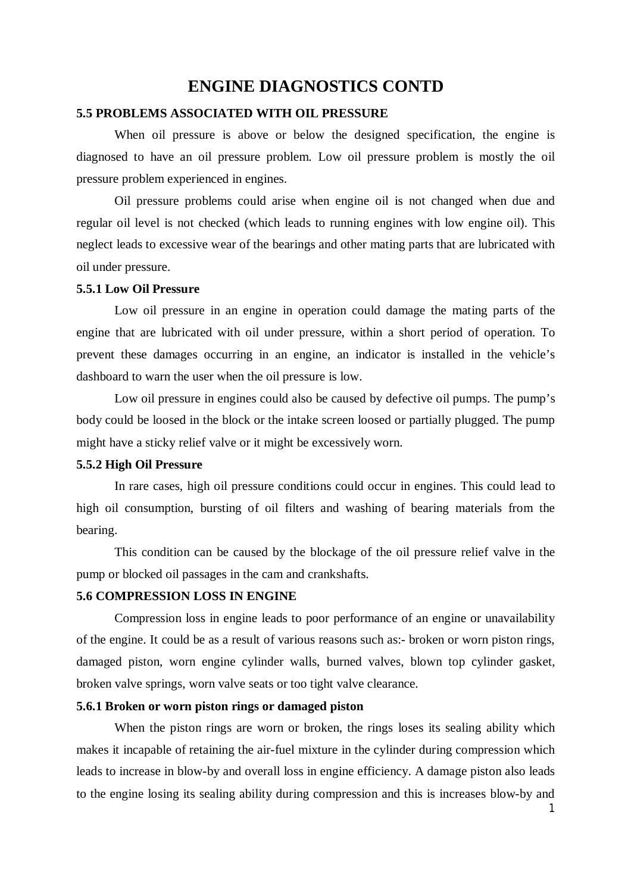# ENGINE DIAGNOSTICS CONTD

## 5.5 PROBLEMS ASSOCIATED WITH OIL PRESSURE

When oil pressure is above or below the designed specification, the engine is diagnosed to have an oil pressure problem. Low oil pressure problem is mostly the oil pressure problem experienced in engines.

Oil pressure problems could arise when engine oil is not changed when due and regular oil level is not checked (which leads to running engines with low engine oil). This neglect leads to excessive wear of the bearings and other mating parts that are lubricated with oil under pressure.

### 5.5.1 Low Oil Pressure

Low oil pressure in an engine in operation could damage the mating parts of the engine that are lubricated with oil under pressure, within a short period of operation. To prevent these damages occurring in an engine, an indicator is installed in the vehicle's dashboard to warn the user when the oil pressure is low.

Low oil pressure in engines could also be caused by defective oil pumps. The pump's body could be loosed in the block or the intake screen loosed or partially plugged. The pump might have a sticky relief valve or it might be excessively worn.

### 5.5.2 High Oil Pressure

In rare cases, high oil pressure conditions could occur in engines. This could lead to high oil consumption, bursting of oil filters and washing of bearing materials from the bearing.

This condition can be caused by the blockage of the oil pressure relief valve in the pump or blocked oil passages in the cam and crankshafts.

## 5.6 COMPRESSION LOSS IN ENGINE

Compression loss in engine leads to poor performance of an engine or unavailability of the engine. It could be as a result of various reasons such as:- broken or worn piston rings, damaged piston, worn engine cylinder walls, burned valves, blown top cylinder gasket, broken valve springs, worn valve seats or too tight valve clearance.

### 5.6.1 Broken or worn piston rings or damaged piston

When the piston rings are worn or broken, the rings loses its sealing ability which makes it incapable of retaining the air-fuel mixture in the cylinder during compression which leads to increase in blow-by and overall loss in engine efficiency. A damage piston also leads to the engine losing its sealing ability during compression and this is increases blow-by and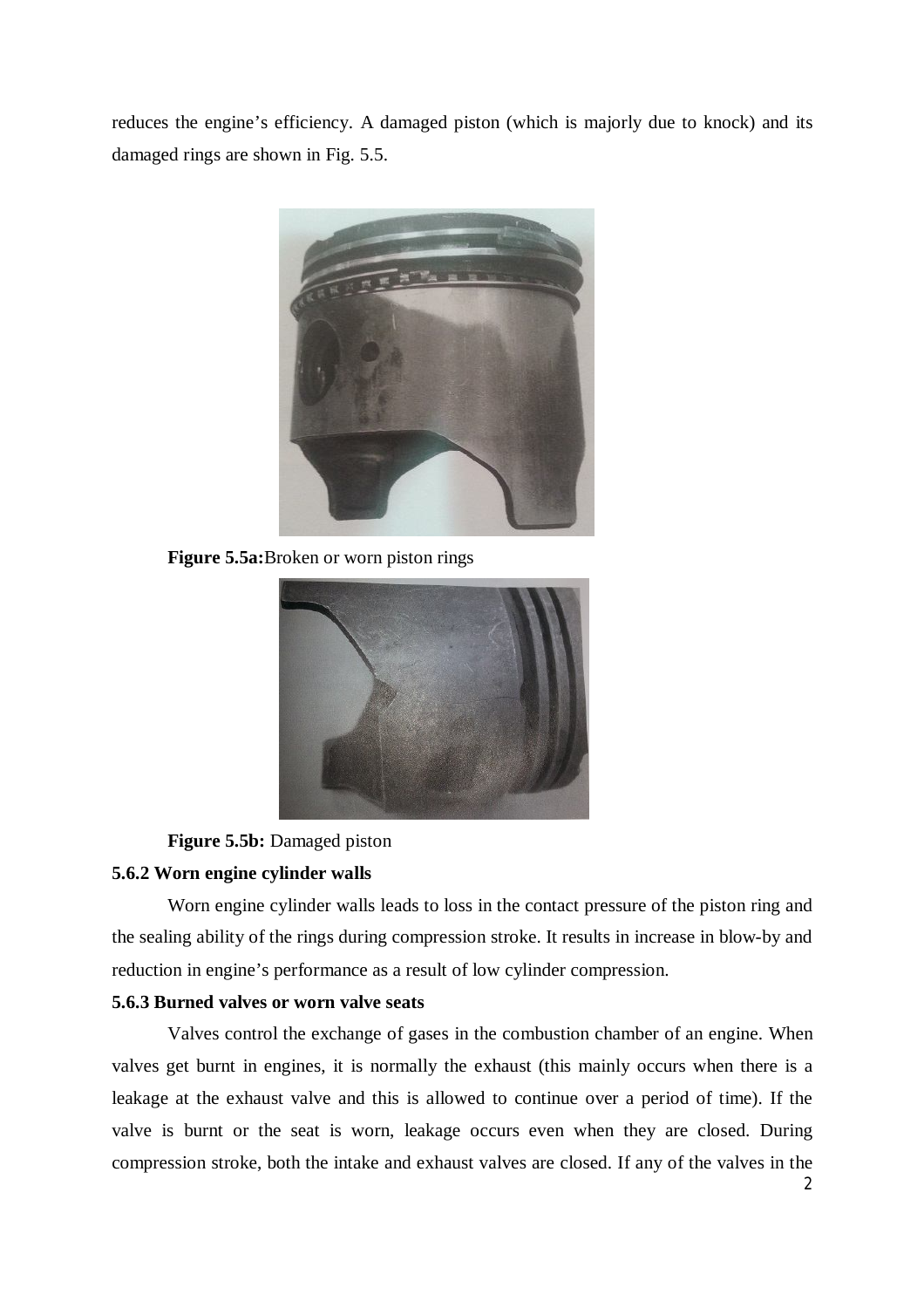reduces the engine's efficiency. A damaged piston (which is majorly due to knock) and its damaged rings are shown in Fig. 5.5.

**Figure 5.5a:** Broken or worn piston rings

**Figure 5.5b:** Damaged piston

### 5.6.2 Worn engine cylinder walls

Worn engine cylinder walls leads to loss in the contact pressure of the piston ring and the sealing ability of the rings during compression stroke. It results in increase in blow-by and reduction in engine's performance as a result of low cylinder compression.

### 5.6.3 Burned valves or worn valve seats

Valves control the exchange of gases in the combustion chamber of an engine. When valves get burnt in engines, it is normally the exhaust (this mainly occurs when there is a leakage at the exhaust valve and this is allowed to continue over a period of time). If the valve is burnt or the seat is worn, leakage occurs even when they are closed. During compression stroke, both the intake and exhaust valves are closed. If any of the valves in the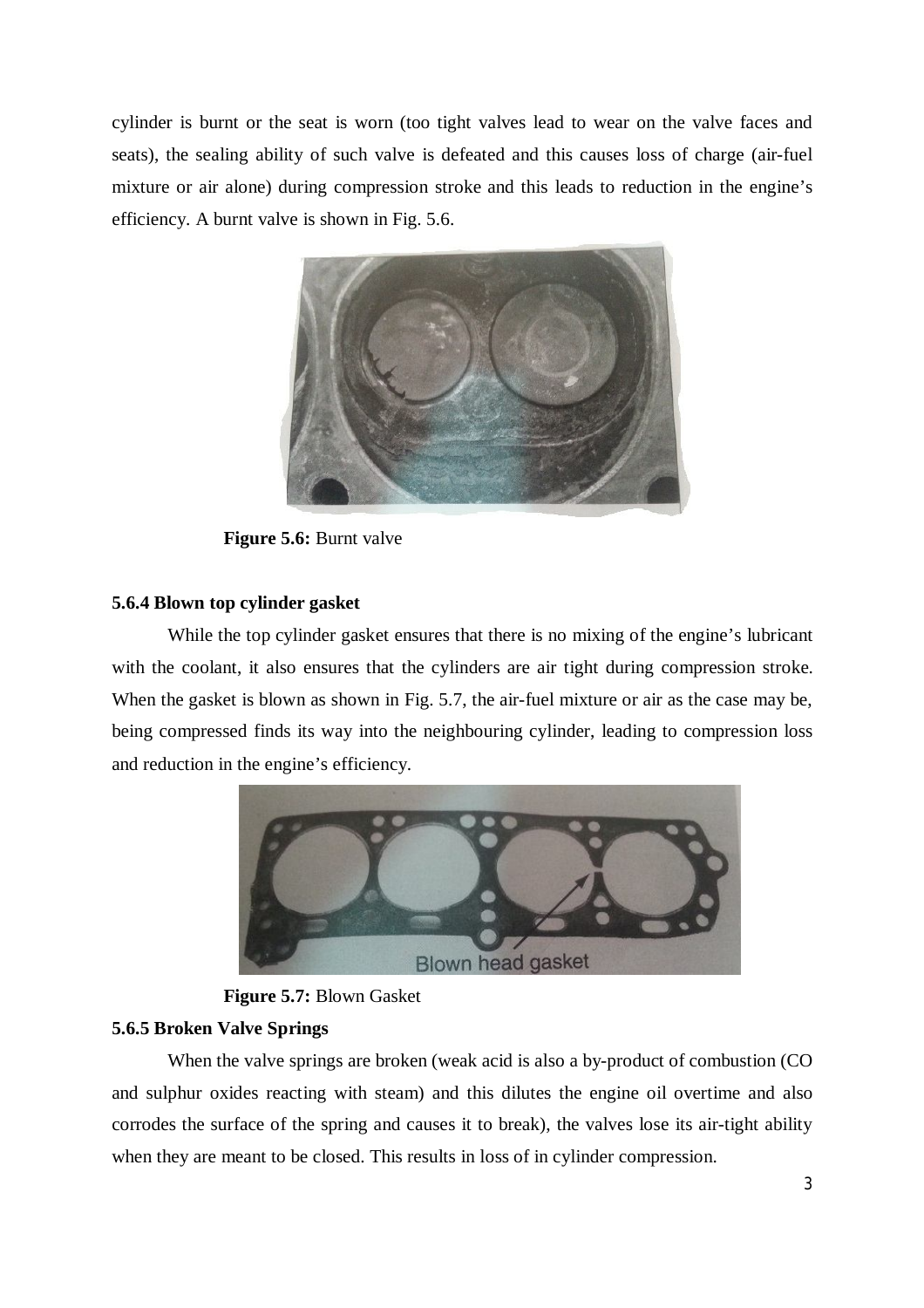cylinder is burnt or the seat is worn (too tight valves lead to wear on the valve faces and seats), the sealing ability of such valve is defeated and this causes loss of charge (air-fuel mixture or air alone) during compression stroke and this leads to reduction in the engine's efficiency. A burnt valve is shown in Fig. 5.6.

**Figure 5.6:** Burnt valve

### 5.6.4 Blown top cylinder gasket

While the top cylinder gasket ensures that there is no mixing of the engine's lubricant with the coolant, it also ensures that the cylinders are air tight during compression stroke. When the gasket is blown as shown in Fig. 5.7, the air-fuel mixture or air as the case may be, being compressed finds its way into the neighbouring cylinder, leading to compression loss and reduction in the engine's efficiency.

Blown head gasket

**Figure 5.7:** Blown Gasket

### 5.6.5 Broken Valve Springs

When the valve springs are broken (weak acid is also a by-product of combustion (CO and sulphur oxides reacting with steam) and this dilutes the engine oil overtime and also corrodes the surface of the spring and causes it to break), the valves lose its air-tight ability when they are meant to be closed. This results in loss of in cylinder compression.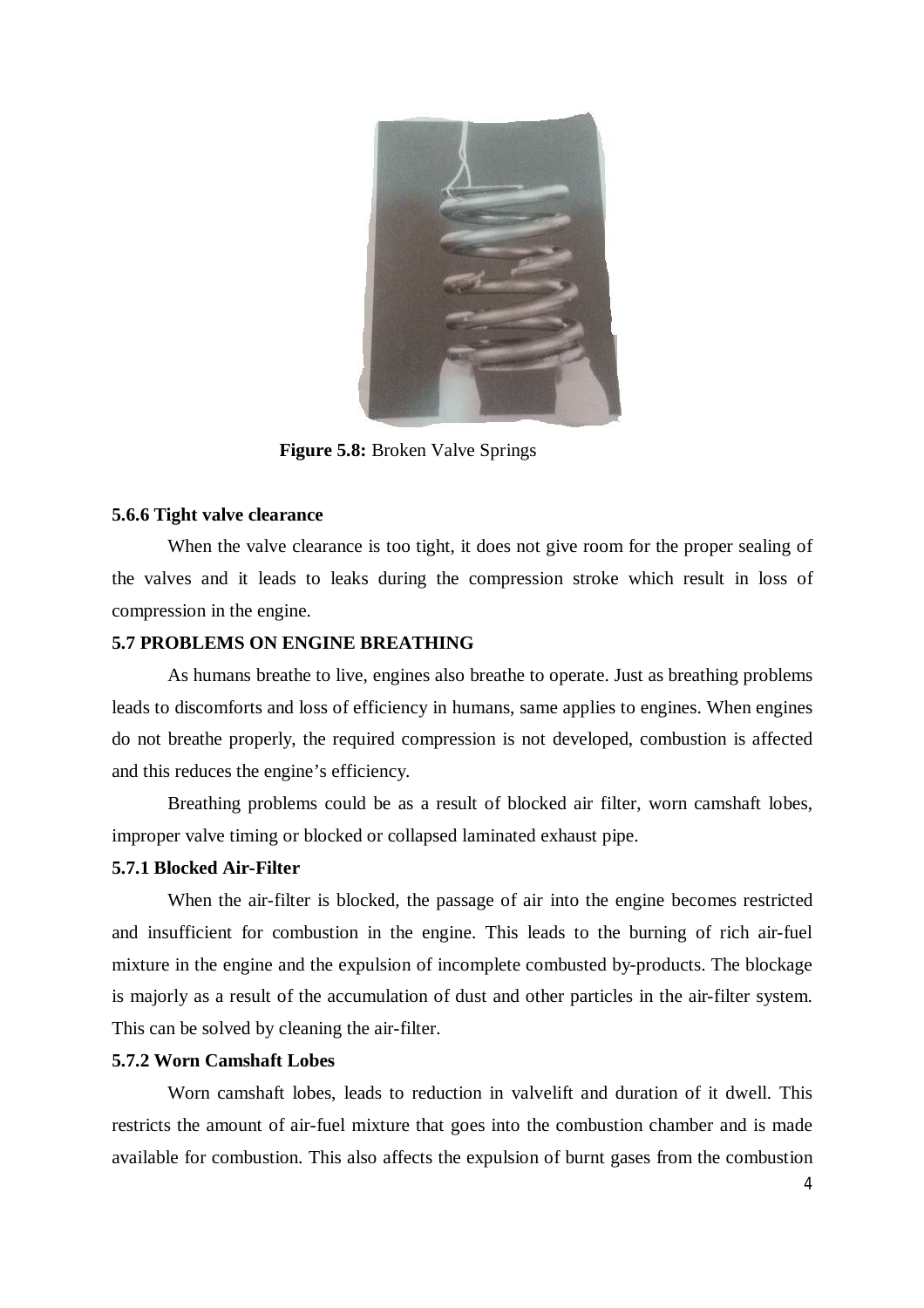**Figure 5.8:** Broken Valve Springs

### 5.6.6 Tight valve clearance

When the valve clearance is too tight, it does not give room for the proper sealing of the valves and it leads to leaks during the compression stroke which result in loss of compression in the engine.

## 5.7 PROBLEMS ON ENGINE BREATHING

As humans breathe to live, engines also breathe to operate. Just as breathing problems leads to discomforts and loss of efficiency in humans, same applies to engines. When engines do not breathe properly, the required compression is not developed, combustion is affected and this reduces the engine's efficiency.

Breathing problems could be as a result of blocked air filter, worn camshaft lobes, improper valve timing or blocked or collapsed laminated exhaust pipe.

### 5.7.1 Blocked Air-Filter

When the air-filter is blocked, the passage of air into the engine becomes restricted and insufficient for combustion in the engine. This leads to the burning of rich air-fuel mixture in the engine and the expulsion of incomplete combusted by-products. The blockage is majorly as a result of the accumulation of dust and other particles in the air-filter system. This can be solved by cleaning the air-filter.

### 5.7.2 Worn Camshaft Lobes

Worn camshaft lobes, leads to reduction in valvelift and duration of it dwell. This restricts the amount of air-fuel mixture that goes into the combustion chamber and is made available for combustion. This also affects the expulsion of burnt gases from the combustion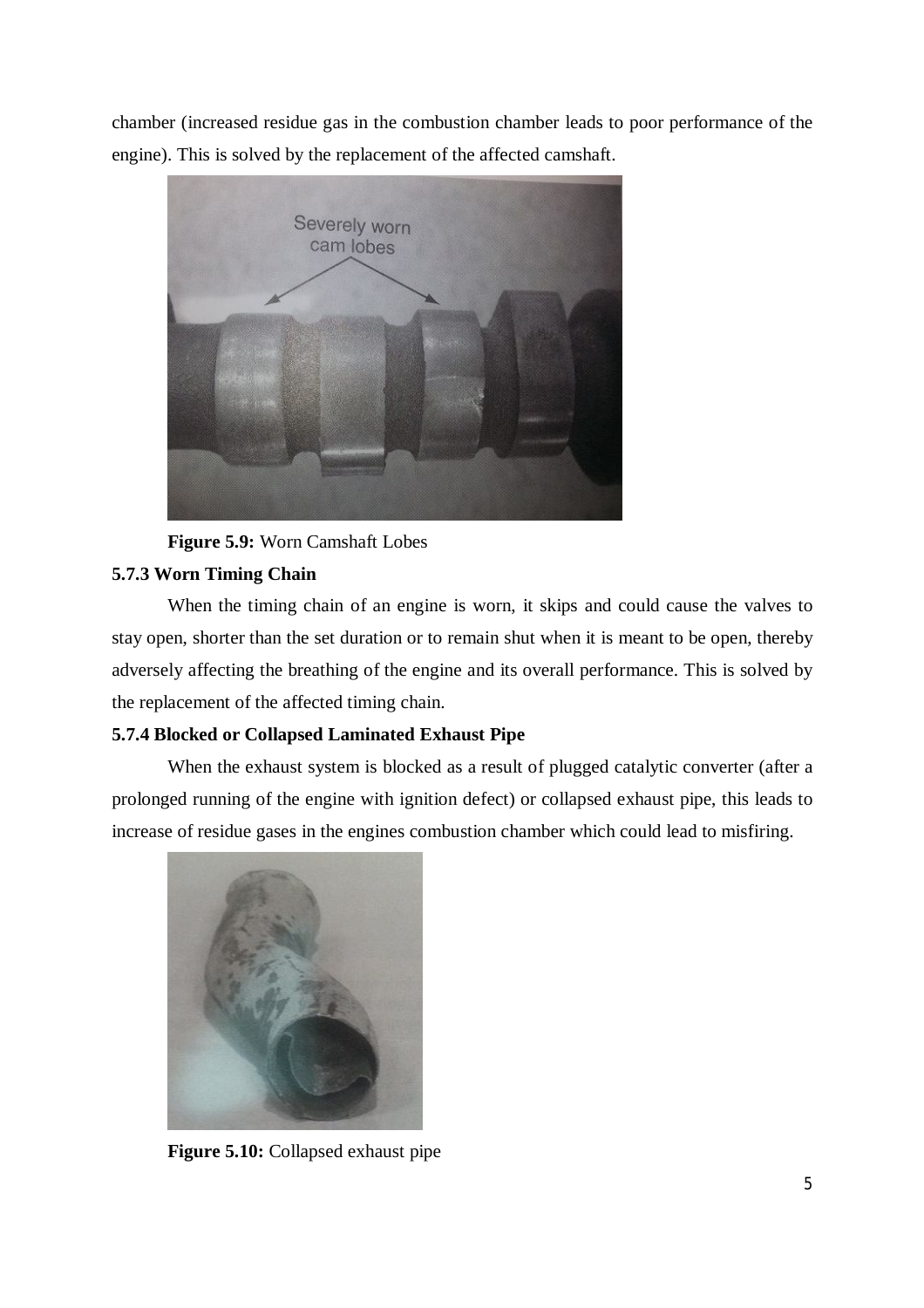chamber (increased residue gas in the combustion chamber leads to poor performance of the engine). This is solved by the replacement of the affected camshaft.

**Figure 5.9:** Worn Camshaft Lobes

### 5.7.3 Worn Timing Chain

When the timing chain of an engine is worn, it skips and could cause the valves to stay open, shorter than the set duration or to remain shut when it is meant to be open, thereby adversely affecting the breathing of the engine and its overall performance. This is solved by the replacement of the affected timing chain.

### 5.7.4 Blocked or Collapsed Laminated Exhaust Pipe

When the exhaust system is blocked as a result of plugged catalytic converter (after a prolonged running of the engine with ignition defect) or collapsed exhaust pipe, this leads to increase of residue gases in the engines combustion chamber which could lead to misfiring.

**Figure 5.10:** Collapsed exhaust pipe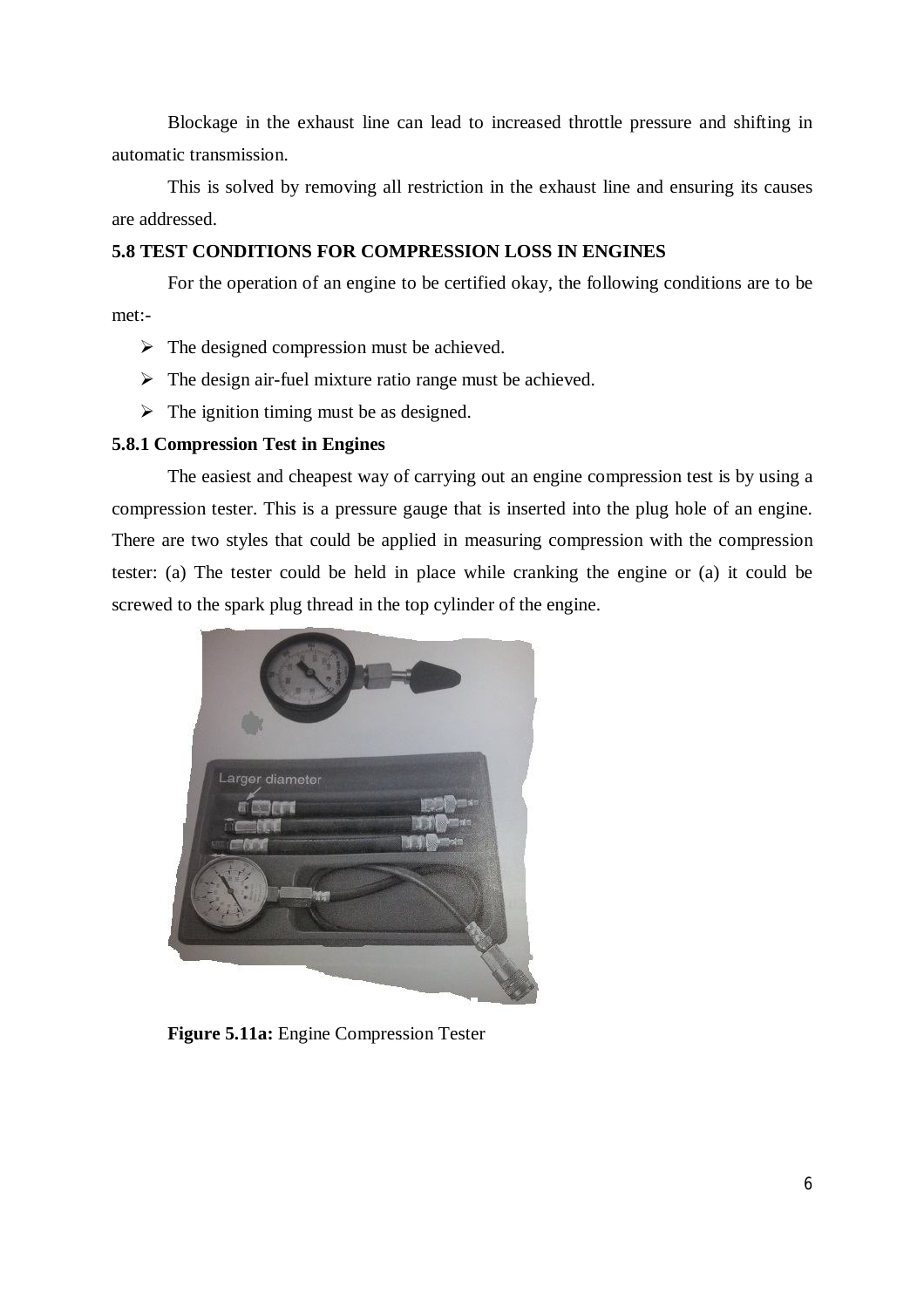Blockage in the exhaust line can lead to increased throttle pressure and shifting in automatic transmission.

This is solved by removing all restriction in the exhaust line and ensuring its causes are addressed.

### 5.8 TEST CONDITIONS FOR COMPRESSION LOSS IN ENGINES

For the operation of an engine to be certified okay, the following conditions are to be met:-

- The designed compression must be achieved.
- The design air-fuel mixture ratio range must be achieved.
- The ignition timing must be as designed.

#### 5.8.1 Compression Test in Engines

The easiest and cheapest way of carrying out an engine compression test is by using a compression tester. This is a pressure gauge that is inserted into the plug hole of an engine. There are two styles that could be applied in measuring compression with the compression tester: (a) The tester could be held in place while cranking the engine or (a) it could be screwed to the spark plug thread in the top cylinder of the engine.

**Figure 5.11a:** Engine Compression Tester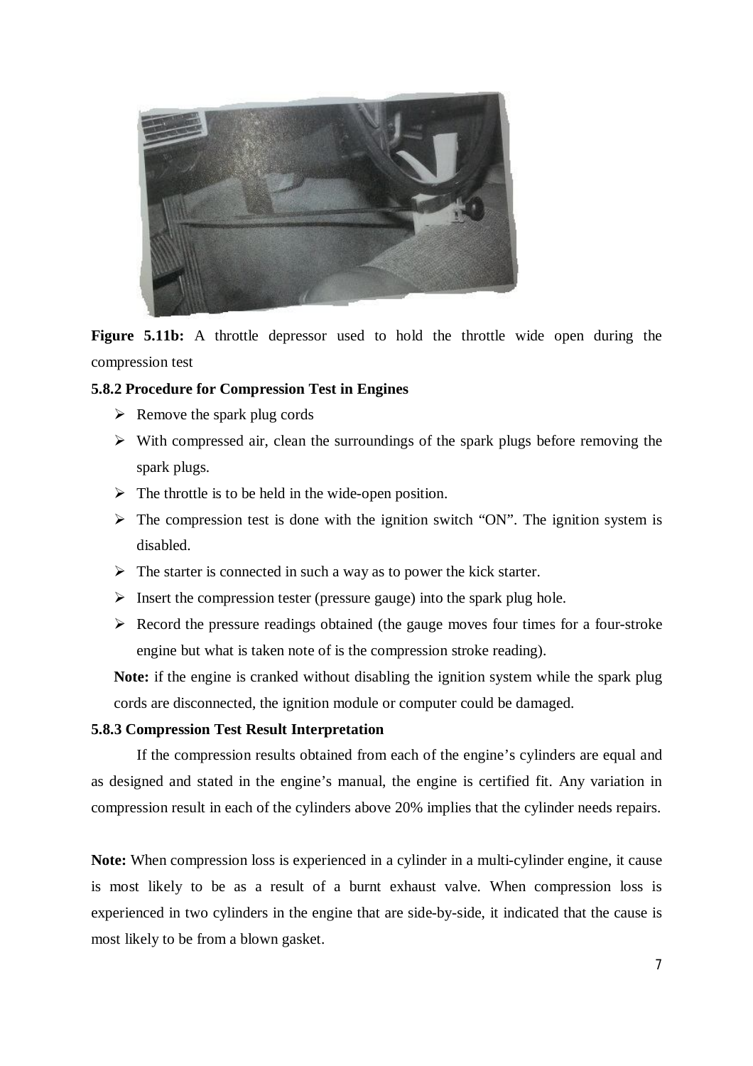**Figure 5.11b:** A throttle depressor used to hold the throttle wide open during the compression test

**5.8.2 Procedure for Compression Test in Engines**

- Remove the spark plug cords
- With compressed air, clean the surroundings of the spark plugs before removing the spark plugs.
- The throttle is to be held in the wide-open position.
- The compression test is done with the ignition switch "ON". The ignition system is disabled.
- The starter is connected in such a way as to power the kick starter.
- Insert the compression tester (pressure gauge) into the spark plug hole.
- Record the pressure readings obtained (the gauge moves four times for a four-stroke engine but what is taken note of is the compression stroke reading).

**Note:** if the engine is cranked without disabling the ignition system while the spark plug cords are disconnected, the ignition module or computer could be damaged.

**5.8.3 Compression Test Result Interpretation**

If the compression results obtained from each of the engine's cylinders are equal and as designed and stated in the engine's manual, the engine is certified fit. Any variation in compression result in each of the cylinders above 20% implies that the cylinder needs repairs.

**Note:** When compression loss is experienced in a cylinder in a multi-cylinder engine, it cause is most likely to be as a result of a burnt exhaust valve. When compression loss is experienced in two cylinders in the engine that are side-by-side, it indicated that the cause is most likely to be from a blown gasket.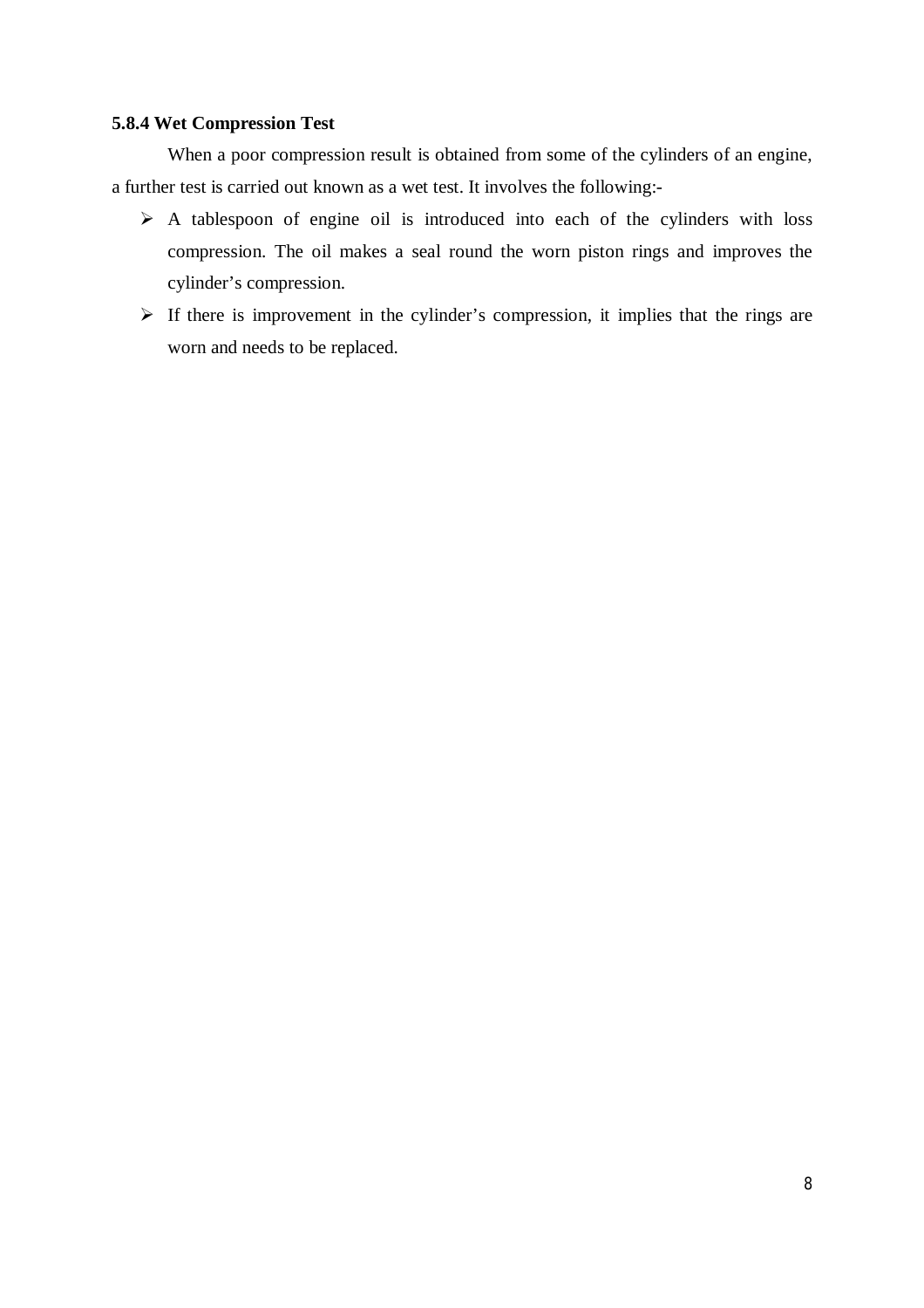### 5.8.4 Wet Compression Test

When a poor compression result is obtained from some of the cylinders of an engine, a further test is carried out known as a wet test. It involves the following:-

- A tablespoon of engine oil is introduced into each of the cylinders with loss compression. The oil makes a seal round the worn piston rings and improves the cylinder's compression.
- If there is improvement in the cylinder's compression, it implies that the rings are worn and needs to be replaced.